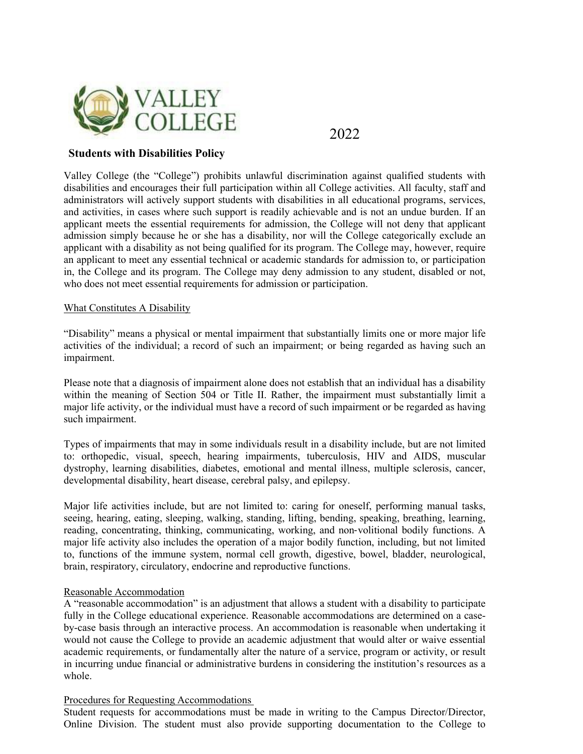VALLEY COLLEGE

2022

**Students with Disabilities Policy**

Valley College (the "College") prohibits unlawful discrimination against qualified students with disabilities and encourages their full participation within all College activities. All faculty, staff and administrators will actively support students with disabilities in all educational programs, services, and activities, in cases where such support is readily achievable and is not an undue burden. If an applicant meets the essential requirements for admission, the College will not deny that applicant admission simply because he or she has a disability, nor will the College categorically exclude an applicant with a disability as not being qualified for its program. The College may, however, require an applicant to meet any essential technical or academic standards for admission to, or participation in, the College and its program. The College may deny admission to any student, disabled or not, who does not meet essential requirements for admission or participation.

<u>What Constitutes A Disability</u>

"Disability" means a physical or mental impairment that substantially limits one or more major life activities of the individual; a record of such an impairment; or being regarded as having such an impairment.

Please note that a diagnosis of impairment alone does not establish that an individual has a disability within the meaning of Section 504 or Title II. Rather, the impairment must substantially limit a major life activity, or the individual must have a record of such impairment or be regarded as having such impairment.

Types of impairments that may in some individuals result in a disability include, but are not limited to: orthopedic, visual, speech, hearing impairments, tuberculosis, HIV and AIDS, muscular dystrophy, learning disabilities, diabetes, emotional and mental illness, multiple sclerosis, cancer, developmental disability, heart disease, cerebral palsy, and epilepsy.

Major life activities include, but are not limited to: caring for oneself, performing manual tasks, seeing, hearing, eating, sleeping, walking, standing, lifting, bending, speaking, breathing, learning, reading, concentrating, thinking, communicating, working, and non-volitional bodily functions. A major life activity also includes the operation of a major bodily function, including, but not limited to, functions of the immune system, normal cell growth, digestive, bowel, bladder, neurological, brain, respiratory, circulatory, endocrine and reproductive functions.

<u>Reasonable Accommodation</u>

A "reasonable accommodation" is an adjustment that allows a student with a disability to participate fully in the College educational experience. Reasonable accommodations are determined on a case-by-case basis through an interactive process. An accommodation is reasonable when undertaking it would not cause the College to provide an academic adjustment that would alter or waive essential academic requirements, or fundamentally alter the nature of a service, program or activity, or result in incurring undue financial or administrative burdens in considering the institution's resources as a whole.

<u>Procedures for Requesting Accommodations</u>

Student requests for accommodations must be made in writing to the Campus Director/Director, Online Division. The student must also provide supporting documentation to the College to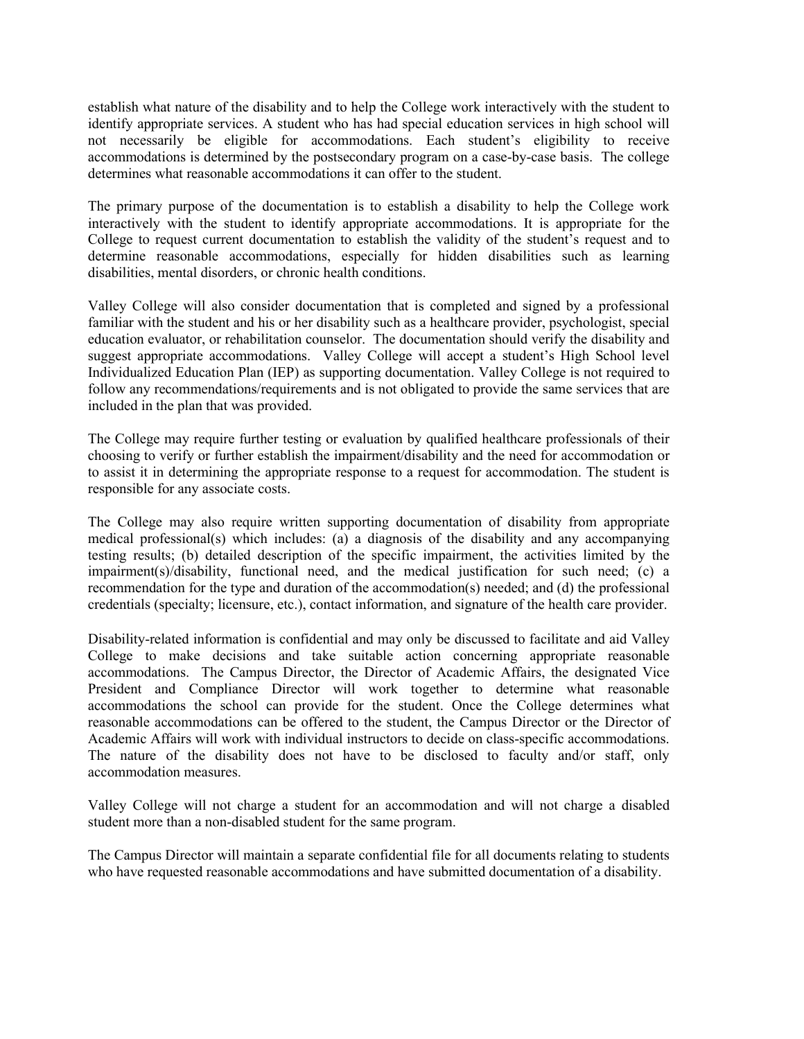establish what nature of the disability and to help the College work interactively with the student to identify appropriate services. A student who has had special education services in high school will not necessarily be eligible for accommodations. Each student's eligibility to receive accommodations is determined by the postsecondary program on a case-by-case basis. The college determines what reasonable accommodations it can offer to the student.

The primary purpose of the documentation is to establish a disability to help the College work interactively with the student to identify appropriate accommodations. It is appropriate for the College to request current documentation to establish the validity of the student's request and to determine reasonable accommodations, especially for hidden disabilities such as learning disabilities, mental disorders, or chronic health conditions.

Valley College will also consider documentation that is completed and signed by a professional familiar with the student and his or her disability such as a healthcare provider, psychologist, special education evaluator, or rehabilitation counselor. The documentation should verify the disability and suggest appropriate accommodations. Valley College will accept a student's High School level Individualized Education Plan (IEP) as supporting documentation. Valley College is not required to follow any recommendations/requirements and is not obligated to provide the same services that are included in the plan that was provided.

The College may require further testing or evaluation by qualified healthcare professionals of their choosing to verify or further establish the impairment/disability and the need for accommodation or to assist it in determining the appropriate response to a request for accommodation. The student is responsible for any associate costs.

The College may also require written supporting documentation of disability from appropriate medical professional(s) which includes: (a) a diagnosis of the disability and any accompanying testing results; (b) detailed description of the specific impairment, the activities limited by the impairment(s)/disability, functional need, and the medical justification for such need; (c) a recommendation for the type and duration of the accommodation(s) needed; and (d) the professional credentials (specialty; licensure, etc.), contact information, and signature of the health care provider.

Disability-related information is confidential and may only be discussed to facilitate and aid Valley College to make decisions and take suitable action concerning appropriate reasonable accommodations. The Campus Director, the Director of Academic Affairs, the designated Vice President and Compliance Director will work together to determine what reasonable accommodations the school can provide for the student. Once the College determines what reasonable accommodations can be offered to the student, the Campus Director or the Director of Academic Affairs will work with individual instructors to decide on class-specific accommodations. The nature of the disability does not have to be disclosed to faculty and/or staff, only accommodation measures.

Valley College will not charge a student for an accommodation and will not charge a disabled student more than a non-disabled student for the same program.

The Campus Director will maintain a separate confidential file for all documents relating to students who have requested reasonable accommodations and have submitted documentation of a disability.